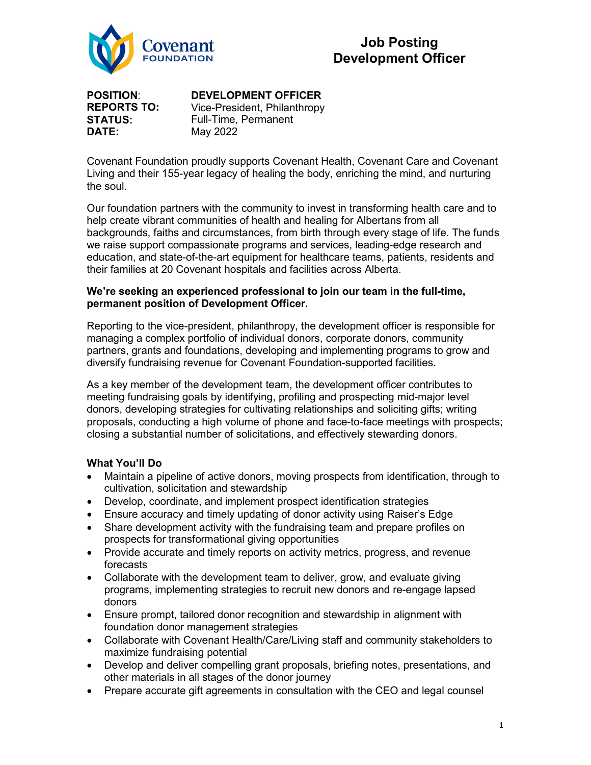Covenant FOUNDATION

# Job Posting
# Development Officer

**POSITION**: **DEVELOPMENT OFFICER**
**REPORTS TO:** Vice-President, Philanthropy
**STATUS:** Full-Time, Permanent
**DATE:** May 2022

Covenant Foundation proudly supports Covenant Health, Covenant Care and Covenant Living and their 155-year legacy of healing the body, enriching the mind, and nurturing the soul.

Our foundation partners with the community to invest in transforming health care and to help create vibrant communities of health and healing for Albertans from all backgrounds, faiths and circumstances, from birth through every stage of life. The funds we raise support compassionate programs and services, leading-edge research and education, and state-of-the-art equipment for healthcare teams, patients, residents and their families at 20 Covenant hospitals and facilities across Alberta.

**We're seeking an experienced professional to join our team in the full-time, permanent position of Development Officer.**

Reporting to the vice-president, philanthropy, the development officer is responsible for managing a complex portfolio of individual donors, corporate donors, community partners, grants and foundations, developing and implementing programs to grow and diversify fundraising revenue for Covenant Foundation-supported facilities.

As a key member of the development team, the development officer contributes to meeting fundraising goals by identifying, profiling and prospecting mid-major level donors, developing strategies for cultivating relationships and soliciting gifts; writing proposals, conducting a high volume of phone and face-to-face meetings with prospects; closing a substantial number of solicitations, and effectively stewarding donors.

### What You'll Do

- Maintain a pipeline of active donors, moving prospects from identification, through to cultivation, solicitation and stewardship
- Develop, coordinate, and implement prospect identification strategies
- Ensure accuracy and timely updating of donor activity using Raiser's Edge
- Share development activity with the fundraising team and prepare profiles on prospects for transformational giving opportunities
- Provide accurate and timely reports on activity metrics, progress, and revenue forecasts
- Collaborate with the development team to deliver, grow, and evaluate giving programs, implementing strategies to recruit new donors and re-engage lapsed donors
- Ensure prompt, tailored donor recognition and stewardship in alignment with foundation donor management strategies
- Collaborate with Covenant Health/Care/Living staff and community stakeholders to maximize fundraising potential
- Develop and deliver compelling grant proposals, briefing notes, presentations, and other materials in all stages of the donor journey
- Prepare accurate gift agreements in consultation with the CEO and legal counsel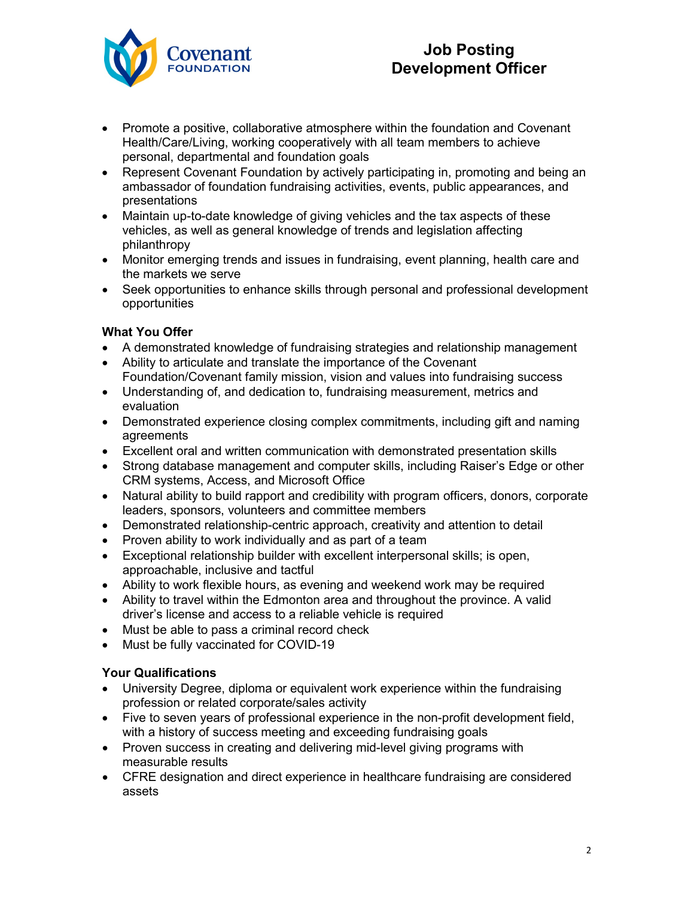- Promote a positive, collaborative atmosphere within the foundation and Covenant Health/Care/Living, working cooperatively with all team members to achieve personal, departmental and foundation goals
- Represent Covenant Foundation by actively participating in, promoting and being an ambassador of foundation fundraising activities, events, public appearances, and presentations
- Maintain up-to-date knowledge of giving vehicles and the tax aspects of these vehicles, as well as general knowledge of trends and legislation affecting philanthropy
- Monitor emerging trends and issues in fundraising, event planning, health care and the markets we serve
- Seek opportunities to enhance skills through personal and professional development opportunities

**What You Offer**

- A demonstrated knowledge of fundraising strategies and relationship management
- Ability to articulate and translate the importance of the Covenant Foundation/Covenant family mission, vision and values into fundraising success
- Understanding of, and dedication to, fundraising measurement, metrics and evaluation
- Demonstrated experience closing complex commitments, including gift and naming agreements
- Excellent oral and written communication with demonstrated presentation skills
- Strong database management and computer skills, including Raiser's Edge or other CRM systems, Access, and Microsoft Office
- Natural ability to build rapport and credibility with program officers, donors, corporate leaders, sponsors, volunteers and committee members
- Demonstrated relationship-centric approach, creativity and attention to detail
- Proven ability to work individually and as part of a team
- Exceptional relationship builder with excellent interpersonal skills; is open, approachable, inclusive and tactful
- Ability to work flexible hours, as evening and weekend work may be required
- Ability to travel within the Edmonton area and throughout the province. A valid driver's license and access to a reliable vehicle is required
- Must be able to pass a criminal record check
- Must be fully vaccinated for COVID-19

**Your Qualifications**

- University Degree, diploma or equivalent work experience within the fundraising profession or related corporate/sales activity
- Five to seven years of professional experience in the non-profit development field, with a history of success meeting and exceeding fundraising goals
- Proven success in creating and delivering mid-level giving programs with measurable results
- CFRE designation and direct experience in healthcare fundraising are considered assets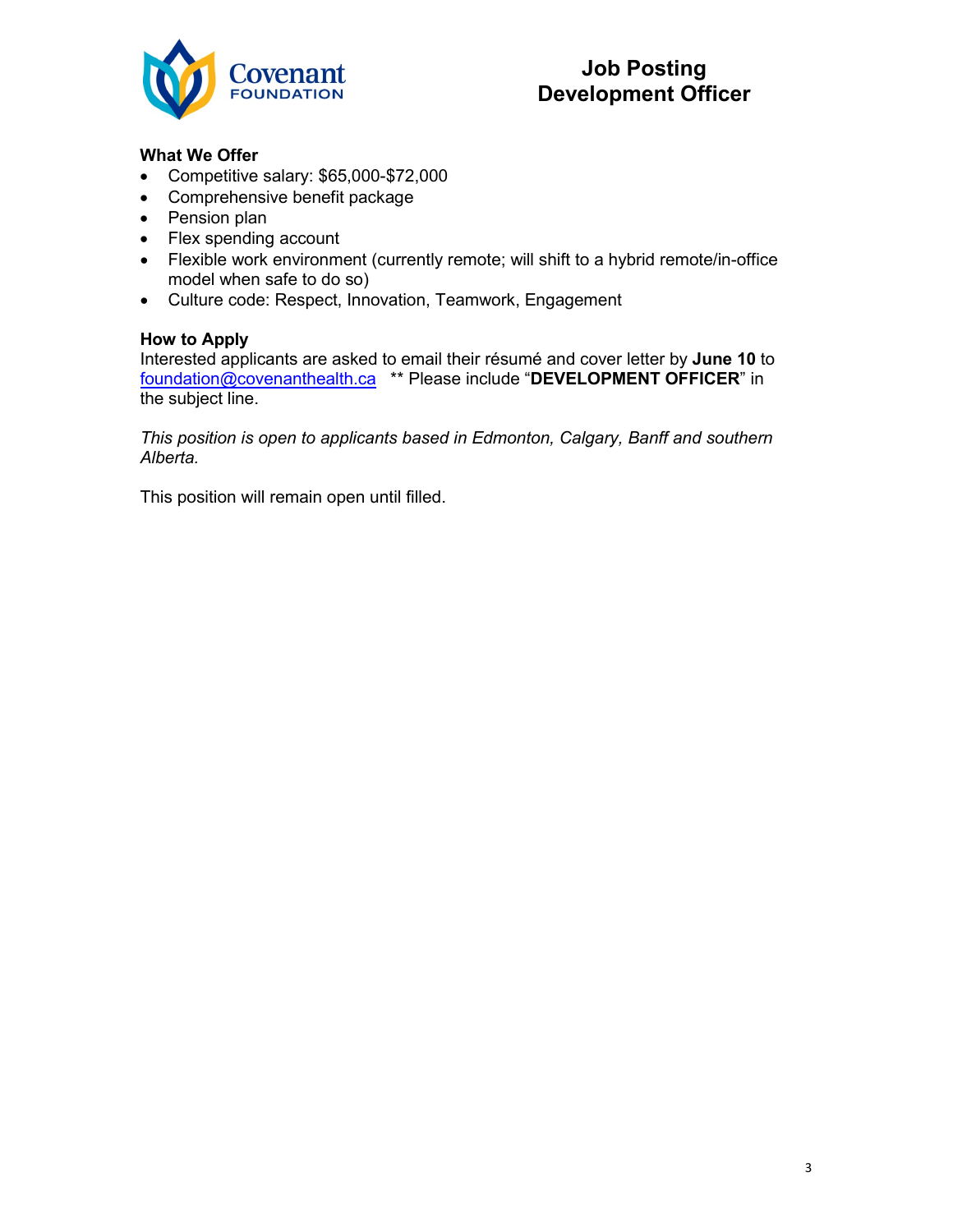# Job Posting
## Development Officer

### What We Offer
- Competitive salary: $65,000-$72,000
- Comprehensive benefit package
- Pension plan
- Flex spending account
- Flexible work environment (currently remote; will shift to a hybrid remote/in-office model when safe to do so)
- Culture code: Respect, Innovation, Teamwork, Engagement

### How to Apply
Interested applicants are asked to email their résumé and cover letter by **June 10** to foundation@covenanthealth.ca ** Please include "**DEVELOPMENT OFFICER**" in the subject line.

*This position is open to applicants based in Edmonton, Calgary, Banff and southern Alberta.*

This position will remain open until filled.